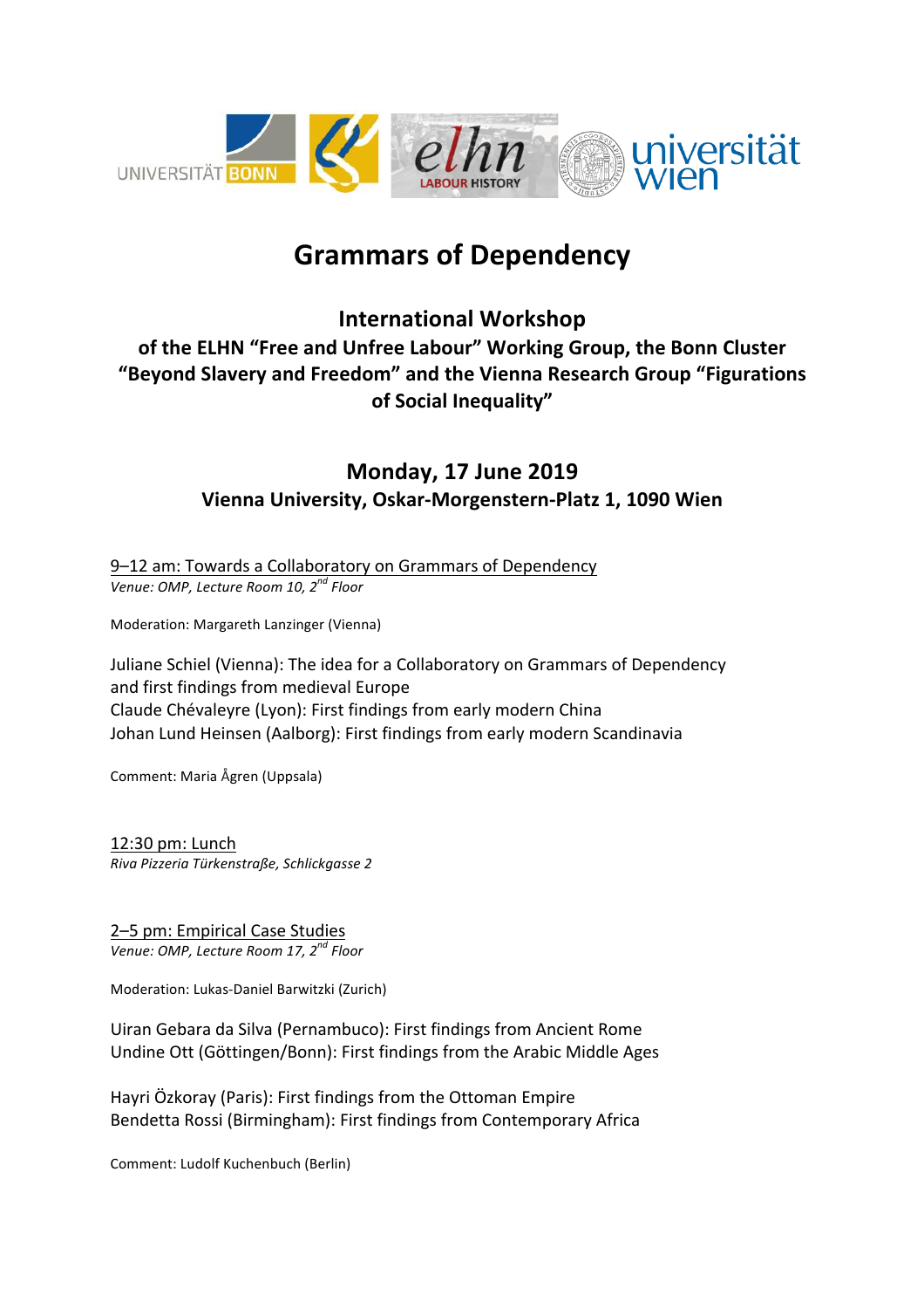# Grammars of Dependency

## International Workshop

### of the ELHN "Free and Unfree Labour" Working Group, the Bonn Cluster "Beyond Slavery and Freedom" and the Vienna Research Group "Figurations of Social Inequality"

## Monday, 17 June 2019

### Vienna University, Oskar-Morgenstern-Platz 1, 1090 Wien

9–12 am: Towards a Collaboratory on Grammars of Dependency
*Venue: OMP, Lecture Room 10, 2nd Floor*

Moderation: Margareth Lanzinger (Vienna)

Juliane Schiel (Vienna): The idea for a Collaboratory on Grammars of Dependency and first findings from medieval Europe
Claude Chévaleyre (Lyon): First findings from early modern China
Johan Lund Heinsen (Aalborg): First findings from early modern Scandinavia

Comment: Maria Ågren (Uppsala)

12:30 pm: Lunch
*Riva Pizzeria Türkenstraße, Schlickgasse 2*

2–5 pm: Empirical Case Studies
*Venue: OMP, Lecture Room 17, 2nd Floor*

Moderation: Lukas-Daniel Barwitzki (Zurich)

Uiran Gebara da Silva (Pernambuco): First findings from Ancient Rome
Undine Ott (Göttingen/Bonn): First findings from the Arabic Middle Ages

Hayri Özkoray (Paris): First findings from the Ottoman Empire
Bendetta Rossi (Birmingham): First findings from Contemporary Africa

Comment: Ludolf Kuchenbuch (Berlin)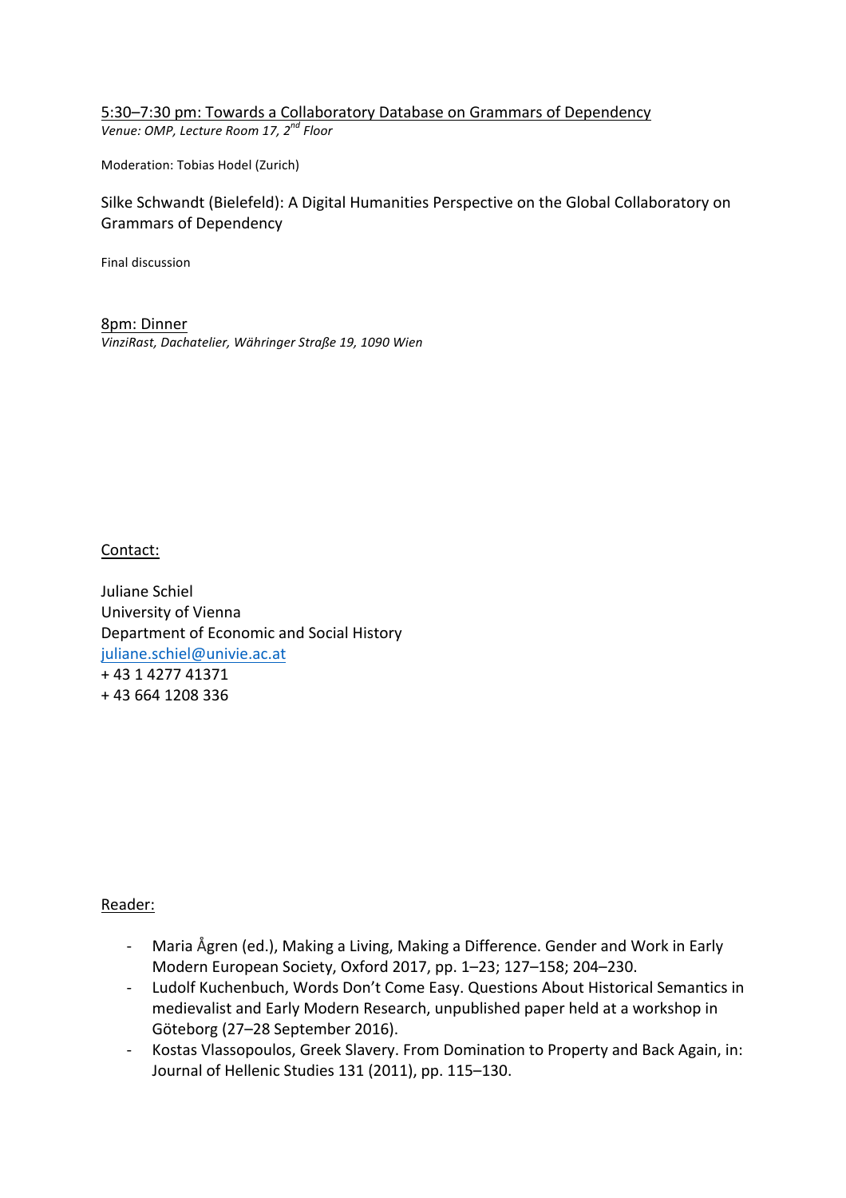5:30–7:30 pm: Towards a Collaboratory Database on Grammars of Dependency
*Venue: OMP, Lecture Room 17, 2nd Floor*

Moderation: Tobias Hodel (Zurich)

Silke Schwandt (Bielefeld): A Digital Humanities Perspective on the Global Collaboratory on Grammars of Dependency

Final discussion

8pm: Dinner
*VinziRast, Dachatelier, Währinger Straße 19, 1090 Wien*

Contact:

Juliane Schiel
University of Vienna
Department of Economic and Social History
juliane.schiel@univie.ac.at
+ 43 1 4277 41371
+ 43 664 1208 336

Reader:

- Maria Ågren (ed.), Making a Living, Making a Difference. Gender and Work in Early Modern European Society, Oxford 2017, pp. 1–23; 127–158; 204–230.
- Ludolf Kuchenbuch, Words Don't Come Easy. Questions About Historical Semantics in medievalist and Early Modern Research, unpublished paper held at a workshop in Göteborg (27–28 September 2016).
- Kostas Vlassopoulos, Greek Slavery. From Domination to Property and Back Again, in: Journal of Hellenic Studies 131 (2011), pp. 115–130.